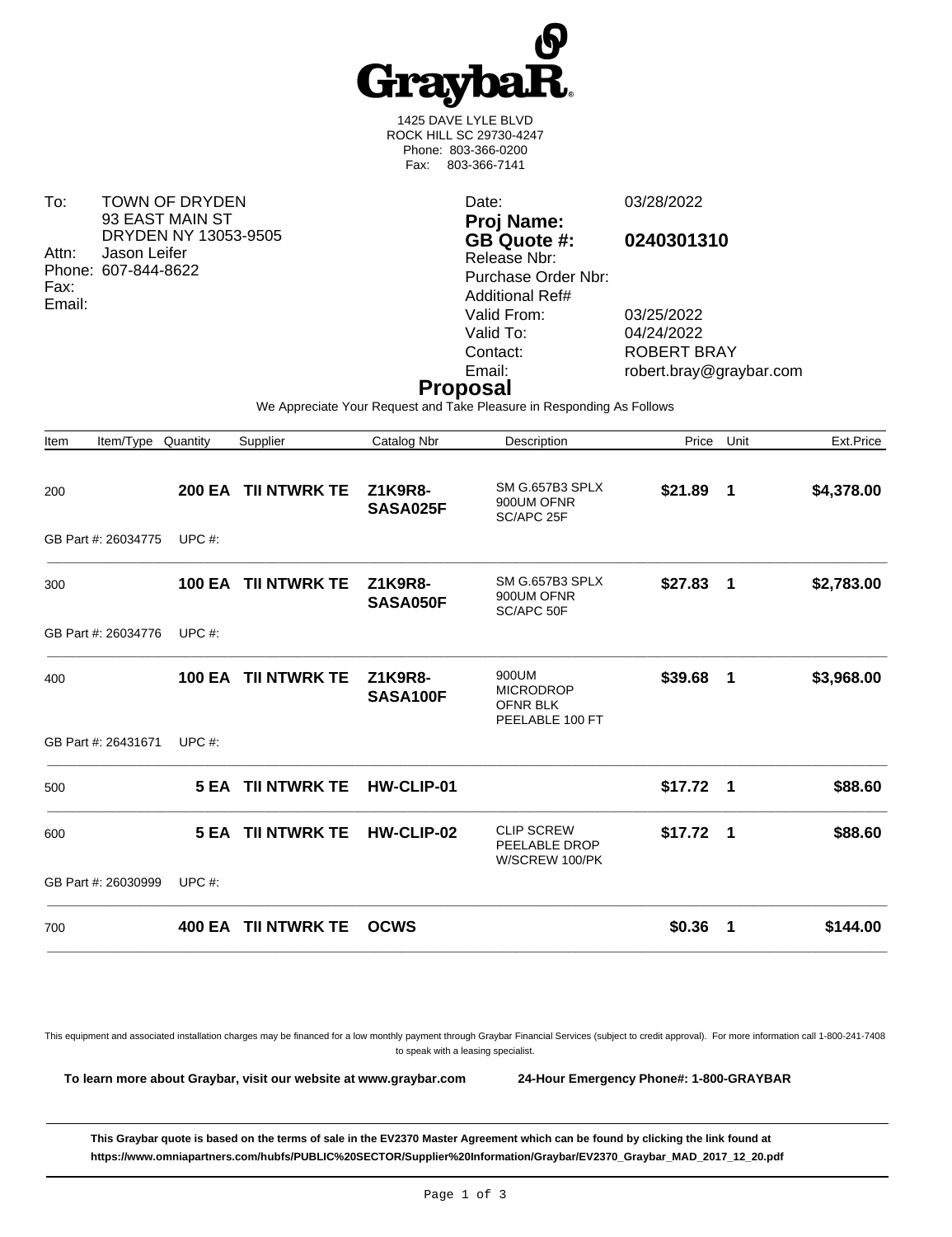# GraybaR

1425 DAVE LYLE BLVD
ROCK HILL SC 29730-4247
Phone: 803-366-0200
Fax: 803-366-7141

To: TOWN OF DRYDEN
93 EAST MAIN ST
DRYDEN NY 13053-9505
Attn: Jason Leifer
Phone: 607-844-8622
Fax:
Email:

Date: 03/28/2022
**Proj Name:**
**GB Quote #: 0240301310**
Release Nbr:
Purchase Order Nbr:
Additional Ref#
Valid From: 03/25/2022
Valid To: 04/24/2022
Contact: ROBERT BRAY
Email: robert.bray@graybar.com

## Proposal

We Appreciate Your Request and Take Pleasure in Responding As Follows

| Item | Item/Type | Quantity | Supplier | Catalog Nbr | Description | Price | Unit | Ext.Price |
|---|---|---|---|---|---|---|---|---|
| 200 | | **200 EA** | **TII NTWRK TE** | **Z1K9R8-SASA025F** | SM G.657B3 SPLX 900UM OFNR SC/APC 25F | **$21.89** | **1** | **$4,378.00** |
| GB Part #: 26034775 | | UPC #: | | | | | | |
| 300 | | **100 EA** | **TII NTWRK TE** | **Z1K9R8-SASA050F** | SM G.657B3 SPLX 900UM OFNR SC/APC 50F | **$27.83** | **1** | **$2,783.00** |
| GB Part #: 26034776 | | UPC #: | | | | | | |
| 400 | | **100 EA** | **TII NTWRK TE** | **Z1K9R8-SASA100F** | 900UM MICRODROP OFNR BLK PEELABLE 100 FT | **$39.68** | **1** | **$3,968.00** |
| GB Part #: 26431671 | | UPC #: | | | | | | |
| 500 | | **5 EA** | **TII NTWRK TE** | **HW-CLIP-01** | | **$17.72** | **1** | **$88.60** |
| 600 | | **5 EA** | **TII NTWRK TE** | **HW-CLIP-02** | CLIP SCREW PEELABLE DROP W/SCREW 100/PK | **$17.72** | **1** | **$88.60** |
| GB Part #: 26030999 | | UPC #: | | | | | | |
| 700 | | **400 EA** | **TII NTWRK TE** | **OCWS** | | **$0.36** | **1** | **$144.00** |

This equipment and associated installation charges may be financed for a low monthly payment through Graybar Financial Services (subject to credit approval). For more information call 1-800-241-7408 to speak with a leasing specialist.

**To learn more about Graybar, visit our website at www.graybar.com** **24-Hour Emergency Phone#: 1-800-GRAYBAR**

**This Graybar quote is based on the terms of sale in the EV2370 Master Agreement which can be found by clicking the link found at https://www.omniapartners.com/hubfs/PUBLIC%20SECTOR/Supplier%20Information/Graybar/EV2370_Graybar_MAD_2017_12_20.pdf**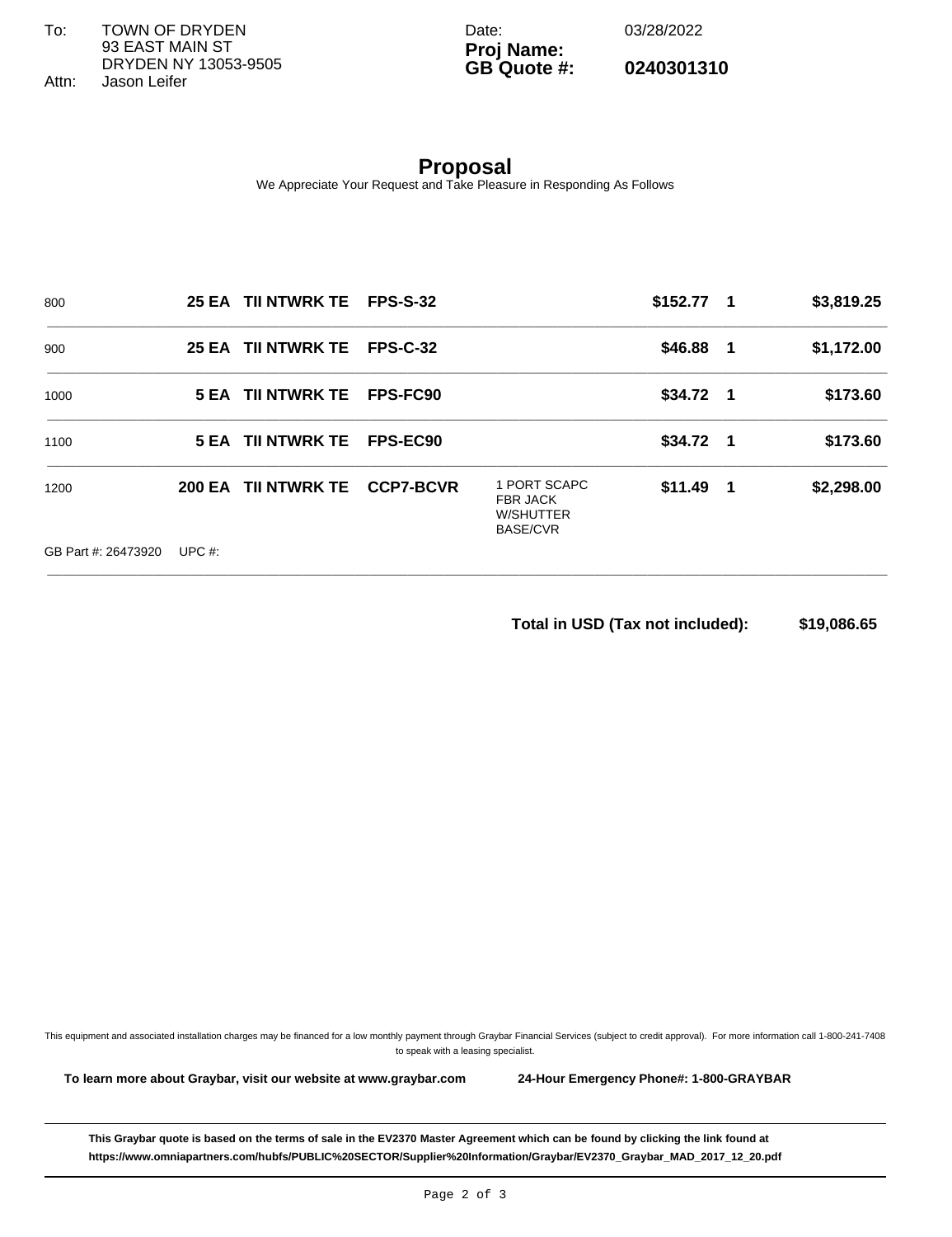| | | |
|---|---|---|
| To: | TOWN OF DRYDEN<br>93 EAST MAIN ST<br>DRYDEN NY 13053-9505 | |
| Attn: | Jason Leifer | |

Date: 03/28/2022
**Proj Name:**
**GB Quote #: 0240301310**

# Proposal

We Appreciate Your Request and Take Pleasure in Responding As Follows

| Line | Qty | Manufacturer | Part | Description | Unit Price | | Extended |
|---|---|---|---|---|---|---|---|
| 800 | **25 EA** | **TII NTWRK TE** | **FPS-S-32** | | **$152.77** | **1** | **$3,819.25** |
| 900 | **25 EA** | **TII NTWRK TE** | **FPS-C-32** | | **$46.88** | **1** | **$1,172.00** |
| 1000 | **5 EA** | **TII NTWRK TE** | **FPS-FC90** | | **$34.72** | **1** | **$173.60** |
| 1100 | **5 EA** | **TII NTWRK TE** | **FPS-EC90** | | **$34.72** | **1** | **$173.60** |
| 1200 | **200 EA** | **TII NTWRK TE** | **CCP7-BCVR** | 1 PORT SCAPC FBR JACK W/SHUTTER BASE/CVR | **$11.49** | **1** | **$2,298.00** |
| GB Part #: 26473920 | UPC #: | | | | | | |

**Total in USD (Tax not included): $19,086.65**

This equipment and associated installation charges may be financed for a low monthly payment through Graybar Financial Services (subject to credit approval). For more information call 1-800-241-7408 to speak with a leasing specialist.

**To learn more about Graybar, visit our website at www.graybar.com** **24-Hour Emergency Phone#: 1-800-GRAYBAR**

**This Graybar quote is based on the terms of sale in the EV2370 Master Agreement which can be found by clicking the link found at https://www.omniapartners.com/hubfs/PUBLIC%20SECTOR/Supplier%20Information/Graybar/EV2370_Graybar_MAD_2017_12_20.pdf**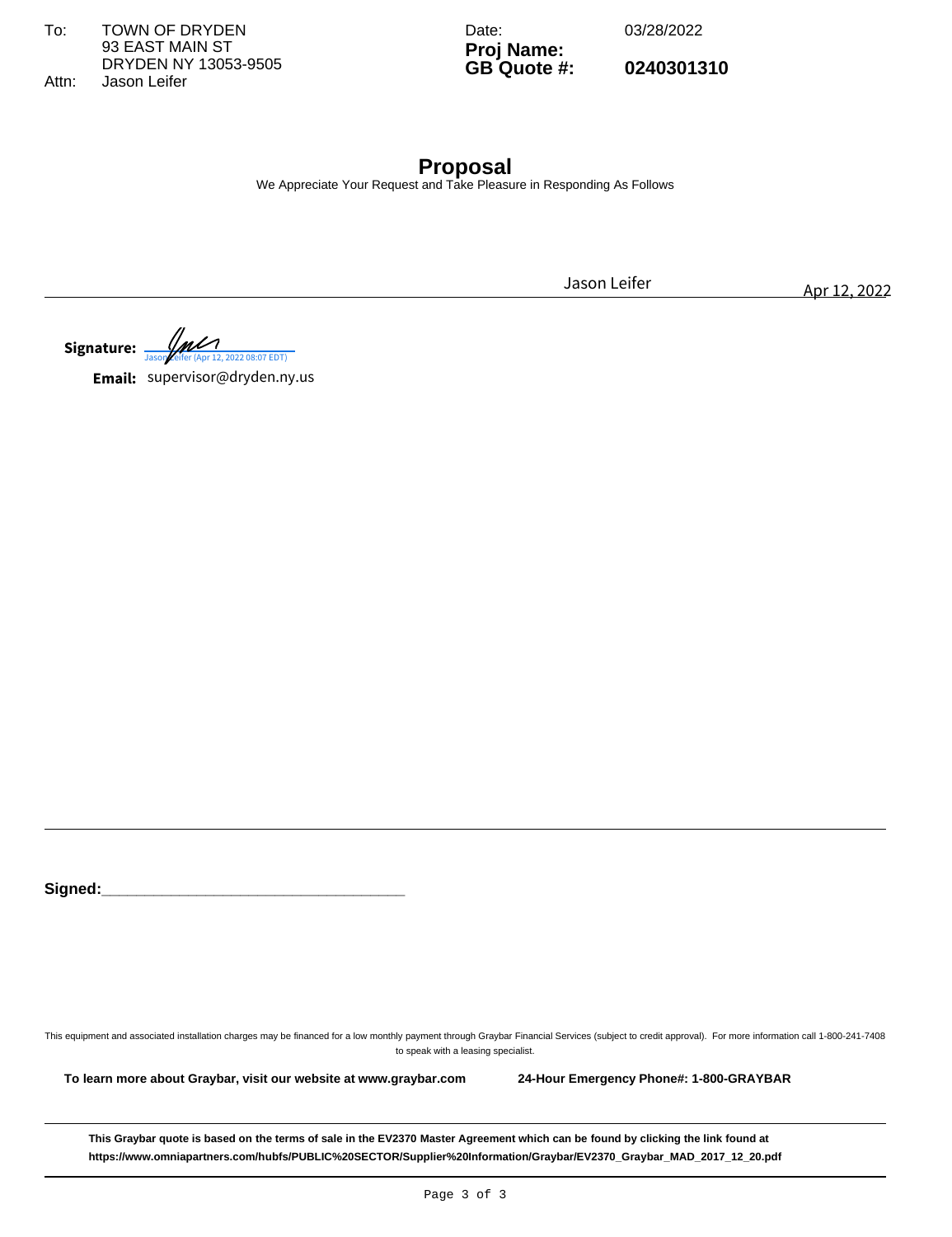To: TOWN OF DRYDEN
93 EAST MAIN ST
DRYDEN NY 13053-9505
Attn: Jason Leifer

Date: 03/28/2022
**Proj Name:**
**GB Quote #: 0240301310**

## Proposal

We Appreciate Your Request and Take Pleasure in Responding As Follows

Jason Leifer Apr 12, 2022

**Signature:** Jason Leifer (Apr 12, 2022 08:07 EDT)

**Email:** supervisor@dryden.ny.us

**Signed:**___________________________________

This equipment and associated installation charges may be financed for a low monthly payment through Graybar Financial Services (subject to credit approval). For more information call 1-800-241-7408 to speak with a leasing specialist.

**To learn more about Graybar, visit our website at www.graybar.com** **24-Hour Emergency Phone#: 1-800-GRAYBAR**

**This Graybar quote is based on the terms of sale in the EV2370 Master Agreement which can be found by clicking the link found at https://www.omniapartners.com/hubfs/PUBLIC%20SECTOR/Supplier%20Information/Graybar/EV2370_Graybar_MAD_2017_12_20.pdf**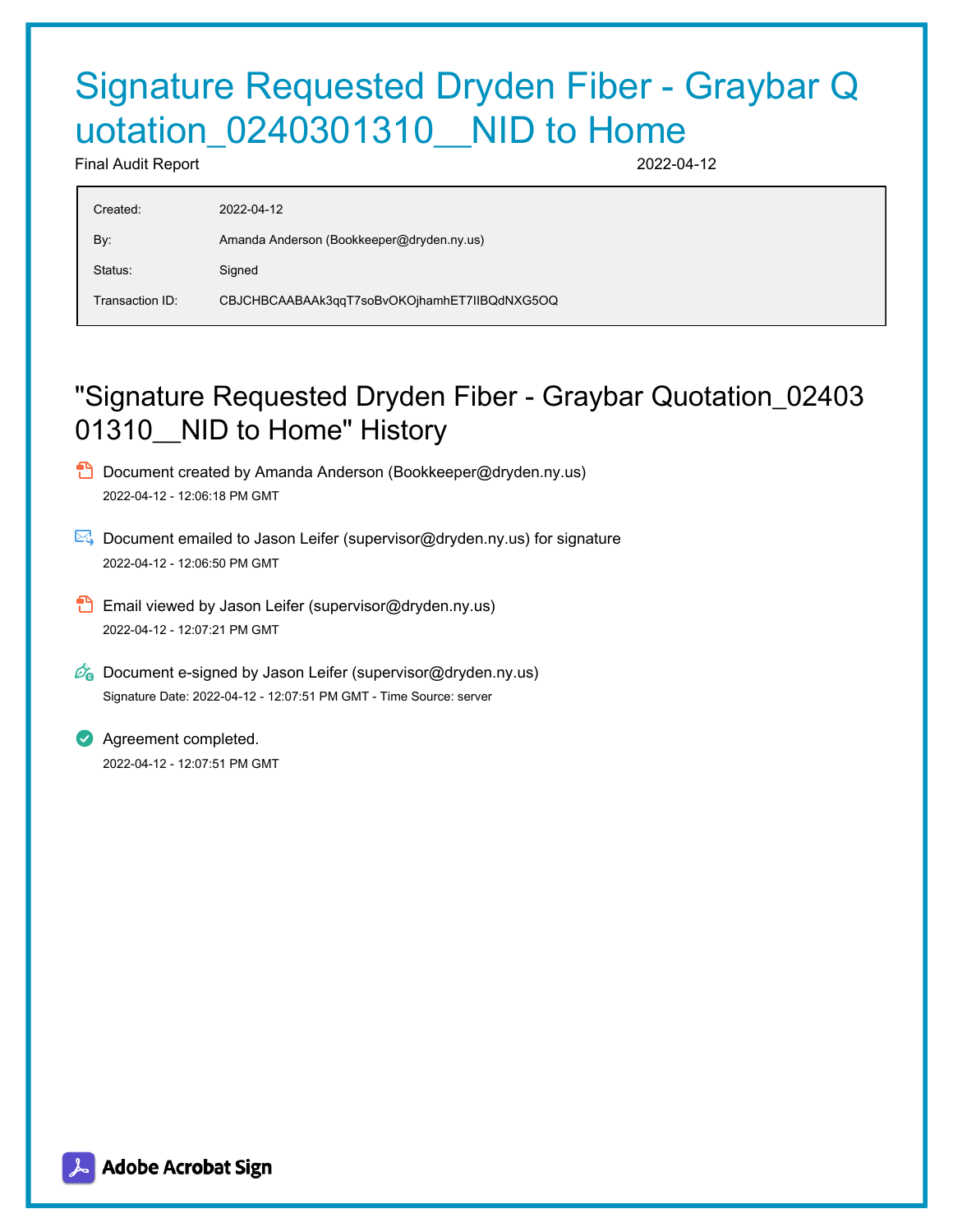# Signature Requested Dryden Fiber - Graybar Quotation_0240301310__NID to Home

Final Audit Report 2022-04-12

| | |
|---|---|
| Created: | 2022-04-12 |
| By: | Amanda Anderson (Bookkeeper@dryden.ny.us) |
| Status: | Signed |
| Transaction ID: | CBJCHBCAABAAk3qqT7soBvOKOjhamhET7IIBQdNXG5OQ |

## "Signature Requested Dryden Fiber - Graybar Quotation_0240301310__NID to Home" History

- Document created by Amanda Anderson (Bookkeeper@dryden.ny.us)
  2022-04-12 - 12:06:18 PM GMT

- Document emailed to Jason Leifer (supervisor@dryden.ny.us) for signature
  2022-04-12 - 12:06:50 PM GMT

- Email viewed by Jason Leifer (supervisor@dryden.ny.us)
  2022-04-12 - 12:07:21 PM GMT

- Document e-signed by Jason Leifer (supervisor@dryden.ny.us)
  Signature Date: 2022-04-12 - 12:07:51 PM GMT - Time Source: server

- Agreement completed.
  2022-04-12 - 12:07:51 PM GMT

Adobe Acrobat Sign